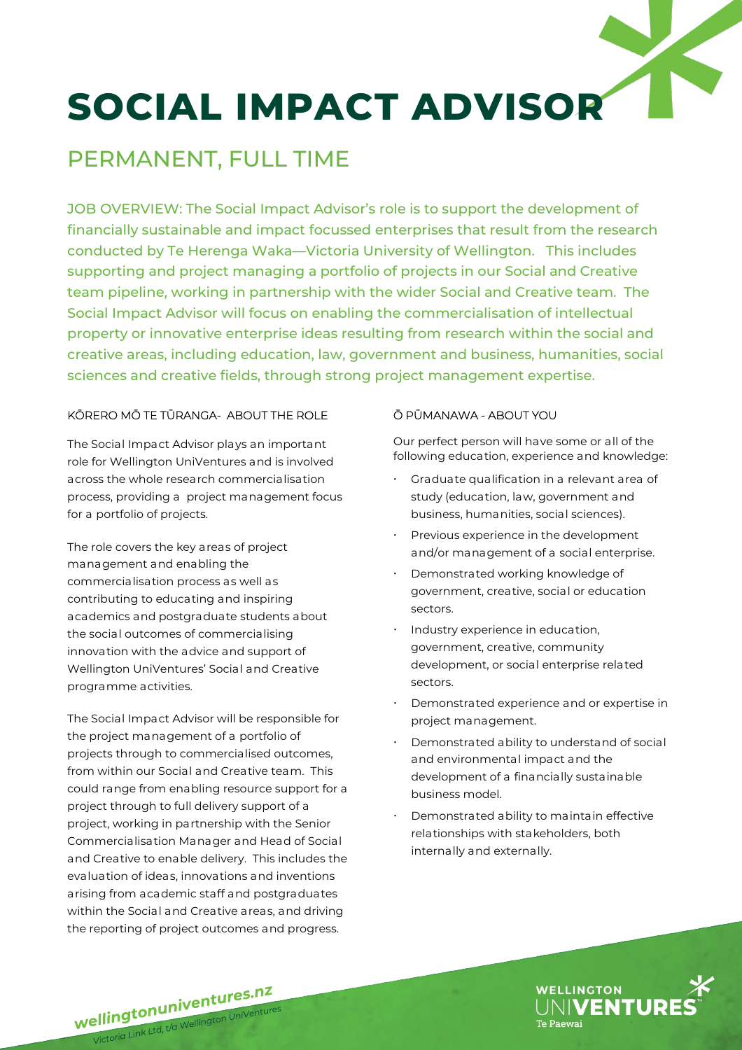# SOCIAL IMPACT ADVISOR

## PERMANENT, FULL TIME

JOB OVERVIEW: The Social Impact Advisor's role is to support the development of financially sustainable and impact focussed enterprises that result from the research conducted by Te Herenga Waka—Victoria University of Wellington. This includes supporting and project managing a portfolio of projects in our Social and Creative team pipeline, working in partnership with the wider Social and Creative team. The Social Impact Advisor will focus on enabling the commercialisation of intellectual property or innovative enterprise ideas resulting from research within the social and creative areas, including education, law, government and business, humanities, social sciences and creative fields, through strong project management expertise.

### KŌRERO MŌ TE TŪRANGA- ABOUT THE ROLE

The Social Impact Advisor plays an important role for Wellington UniVentures and is involved across the whole research commercialisation process, providing a project management focus for a portfolio of projects.

The role covers the key areas of project management and enabling the commercialisation process as well as contributing to educating and inspiring academics and postgraduate students about the social outcomes of commercialising innovation with the advice and support of Wellington UniVentures' Social and Creative programme activities.

The Social Impact Advisor will be responsible for the project management of a portfolio of projects through to commercialised outcomes, from within our Social and Creative team. This could range from enabling resource support for a project through to full delivery support of a project, working in partnership with the Senior Commercialisation Manager and Head of Social and Creative to enable delivery. This includes the evaluation of ideas, innovations and inventions arising from academic staff and postgraduates within the Social and Creative areas, and driving the reporting of project outcomes and progress.

### Ō PŪMANAWA - ABOUT YOU

Our perfect person will have some or all of the following education, experience and knowledge:

- Graduate qualification in a relevant area of study (education, law, government and business, humanities, social sciences).
- Previous experience in the development and/or management of a social enterprise.
- Demonstrated working knowledge of government, creative, social or education sectors.
- Industry experience in education, government, creative, community development, or social enterprise related sectors.
- Demonstrated experience and or expertise in project management.
- Demonstrated ability to understand of social and environmental impact and the development of a financially sustainable business model.
- Demonstrated ability to maintain effective relationships with stakeholders, both internally and externally.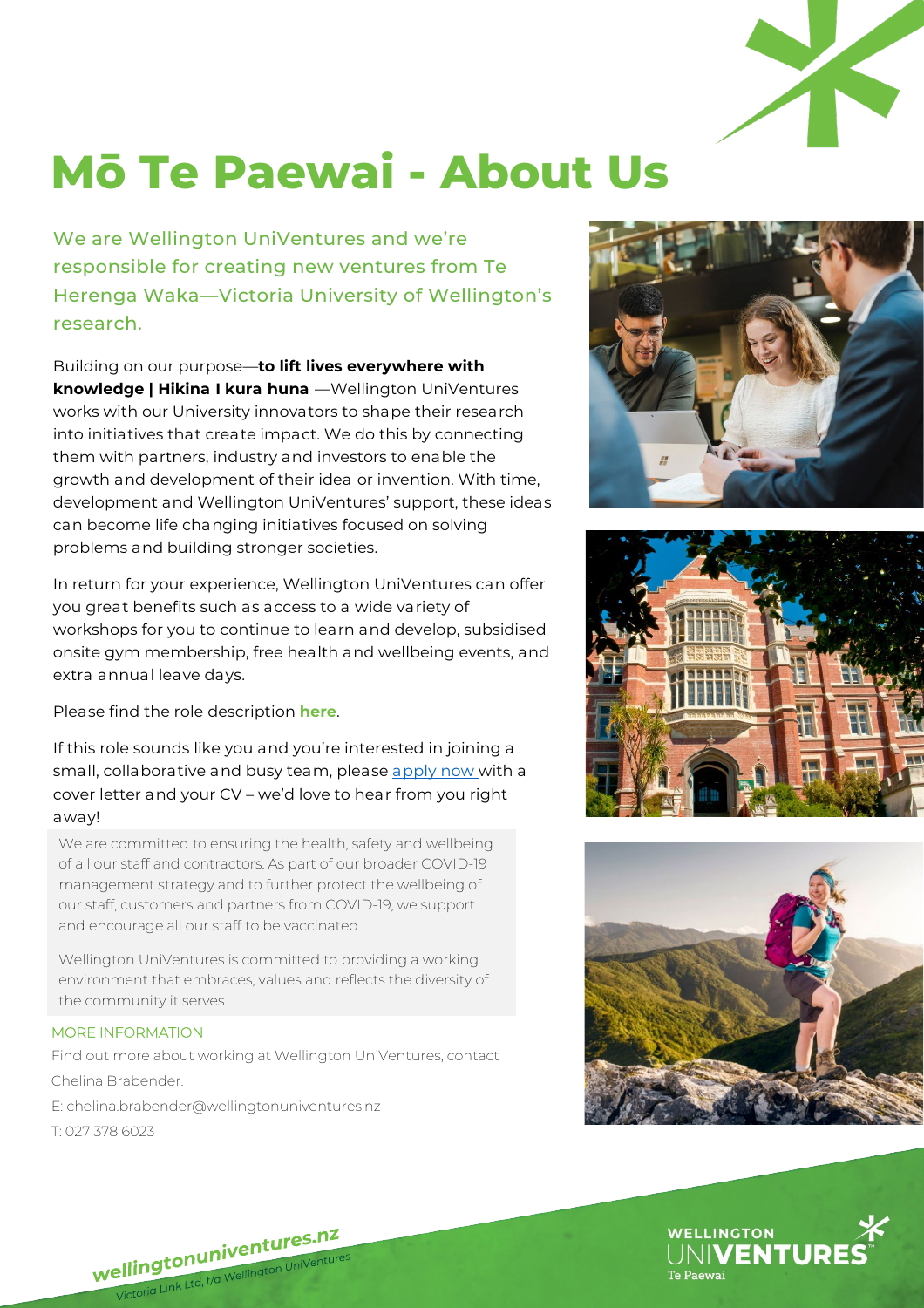# Mō Te Paewai - About Us

We are Wellington UniVentures and we're responsible for creating new ventures from Te Herenga Waka—Victoria University of Wellington's research.

Building on our purpose—**to lift lives everywhere with knowledge | Hikina I kura huna** —Wellington UniVentures works with our University innovators to shape their research into initiatives that create impact. We do this by connecting them with partners, industry and investors to enable the growth and development of their idea or invention. With time, development and Wellington UniVentures' support, these ideas can become life changing initiatives focused on solving problems and building stronger societies.

In return for your experience, Wellington UniVentures can offer you great benefits such as access to a wide variety of workshops for you to continue to learn and develop, subsidised onsite gym membership, free health and wellbeing events, and extra annual leave days.

Please find the role description **here**.

If this role sounds like you and you're interested in joining a small, collaborative and busy team, please apply now with a cover letter and your CV – we'd love to hear from you right away!

We are committed to ensuring the health, safety and wellbeing of all our staff and contractors. As part of our broader COVID-19 management strategy and to further protect the wellbeing of our staff, customers and partners from COVID-19, we support and encourage all our staff to be vaccinated.

Wellington UniVentures is committed to providing a working environment that embraces, values and reflects the diversity of the community it serves.

MORE INFORMATION

Find out more about working at Wellington UniVentures, contact Chelina Brabender.

E: chelina.brabender@wellingtonuniventures.nz

T: 027 378 6023

wellingtonuniventures.nz

Victoria Link Ltd, t/a Wellington UniVentures

WELLINGTON UNIVENTURES Te Paewai